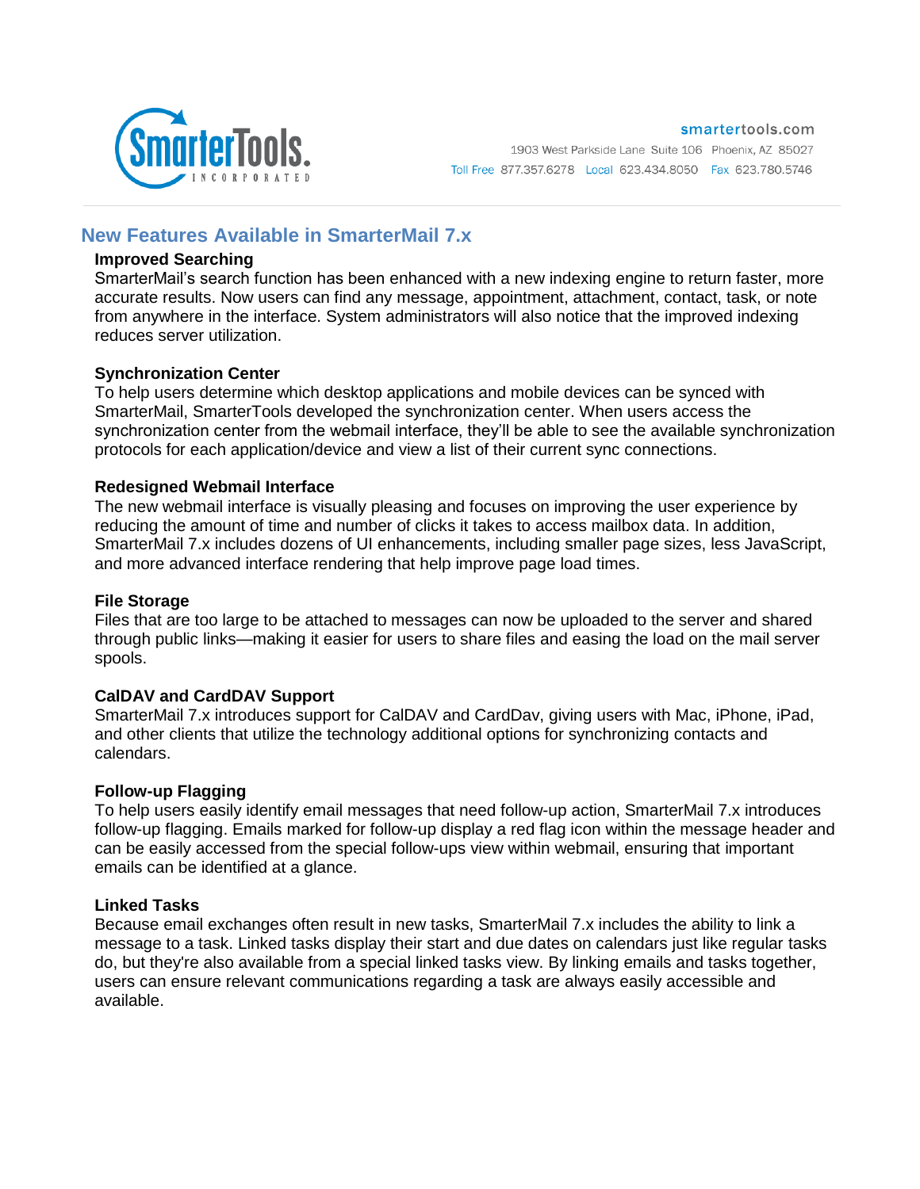smartertools.com

1903 West Parkside Lane Suite 106 Phoenix, AZ 85027

Toll Free 877.357.6278 Local 623.434.8050 Fax 623.780.5746

## New Features Available in SmarterMail 7.x

### Improved Searching

SmarterMail's search function has been enhanced with a new indexing engine to return faster, more accurate results. Now users can find any message, appointment, attachment, contact, task, or note from anywhere in the interface. System administrators will also notice that the improved indexing reduces server utilization.

### Synchronization Center

To help users determine which desktop applications and mobile devices can be synced with SmarterMail, SmarterTools developed the synchronization center. When users access the synchronization center from the webmail interface, they'll be able to see the available synchronization protocols for each application/device and view a list of their current sync connections.

### Redesigned Webmail Interface

The new webmail interface is visually pleasing and focuses on improving the user experience by reducing the amount of time and number of clicks it takes to access mailbox data. In addition, SmarterMail 7.x includes dozens of UI enhancements, including smaller page sizes, less JavaScript, and more advanced interface rendering that help improve page load times.

### File Storage

Files that are too large to be attached to messages can now be uploaded to the server and shared through public links—making it easier for users to share files and easing the load on the mail server spools.

### CalDAV and CardDAV Support

SmarterMail 7.x introduces support for CalDAV and CardDav, giving users with Mac, iPhone, iPad, and other clients that utilize the technology additional options for synchronizing contacts and calendars.

### Follow-up Flagging

To help users easily identify email messages that need follow-up action, SmarterMail 7.x introduces follow-up flagging. Emails marked for follow-up display a red flag icon within the message header and can be easily accessed from the special follow-ups view within webmail, ensuring that important emails can be identified at a glance.

### Linked Tasks

Because email exchanges often result in new tasks, SmarterMail 7.x includes the ability to link a message to a task. Linked tasks display their start and due dates on calendars just like regular tasks do, but they're also available from a special linked tasks view. By linking emails and tasks together, users can ensure relevant communications regarding a task are always easily accessible and available.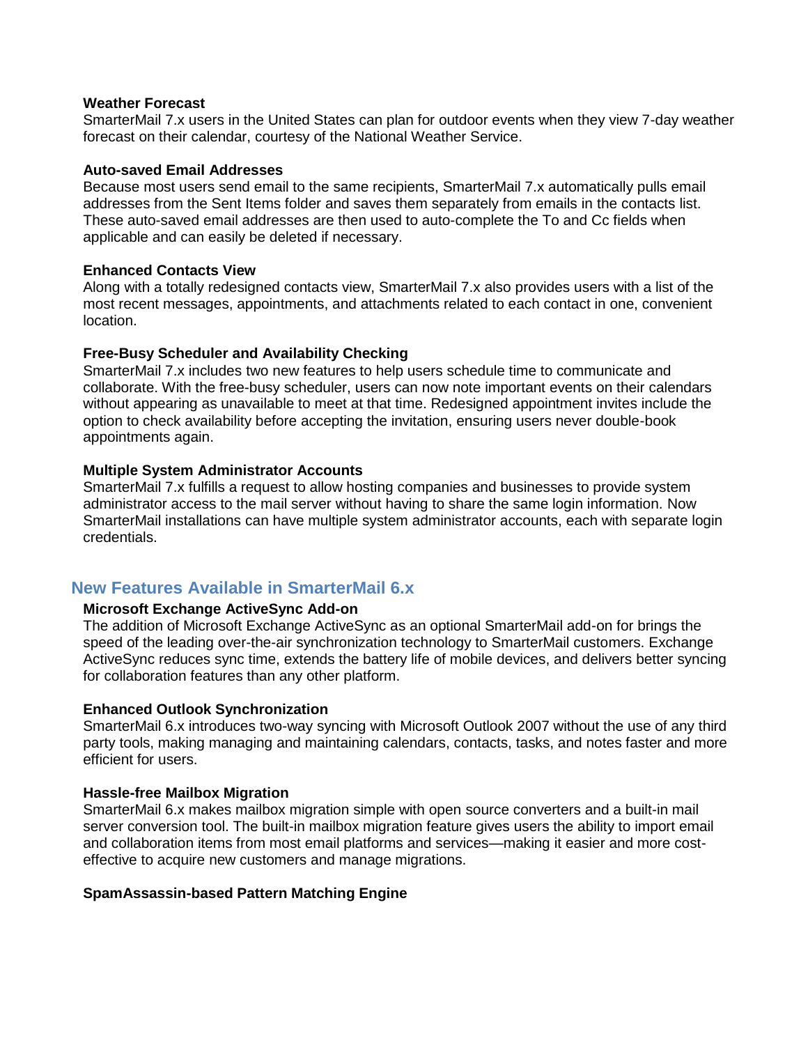**Weather Forecast**
SmarterMail 7.x users in the United States can plan for outdoor events when they view 7-day weather forecast on their calendar, courtesy of the National Weather Service.

**Auto-saved Email Addresses**
Because most users send email to the same recipients, SmarterMail 7.x automatically pulls email addresses from the Sent Items folder and saves them separately from emails in the contacts list. These auto-saved email addresses are then used to auto-complete the To and Cc fields when applicable and can easily be deleted if necessary.

**Enhanced Contacts View**
Along with a totally redesigned contacts view, SmarterMail 7.x also provides users with a list of the most recent messages, appointments, and attachments related to each contact in one, convenient location.

**Free-Busy Scheduler and Availability Checking**
SmarterMail 7.x includes two new features to help users schedule time to communicate and collaborate. With the free-busy scheduler, users can now note important events on their calendars without appearing as unavailable to meet at that time. Redesigned appointment invites include the option to check availability before accepting the invitation, ensuring users never double-book appointments again.

**Multiple System Administrator Accounts**
SmarterMail 7.x fulfills a request to allow hosting companies and businesses to provide system administrator access to the mail server without having to share the same login information. Now SmarterMail installations can have multiple system administrator accounts, each with separate login credentials.

## New Features Available in SmarterMail 6.x

**Microsoft Exchange ActiveSync Add-on**
The addition of Microsoft Exchange ActiveSync as an optional SmarterMail add-on for brings the speed of the leading over-the-air synchronization technology to SmarterMail customers. Exchange ActiveSync reduces sync time, extends the battery life of mobile devices, and delivers better syncing for collaboration features than any other platform.

**Enhanced Outlook Synchronization**
SmarterMail 6.x introduces two-way syncing with Microsoft Outlook 2007 without the use of any third party tools, making managing and maintaining calendars, contacts, tasks, and notes faster and more efficient for users.

**Hassle-free Mailbox Migration**
SmarterMail 6.x makes mailbox migration simple with open source converters and a built-in mail server conversion tool. The built-in mailbox migration feature gives users the ability to import email and collaboration items from most email platforms and services—making it easier and more cost-effective to acquire new customers and manage migrations.

**SpamAssassin-based Pattern Matching Engine**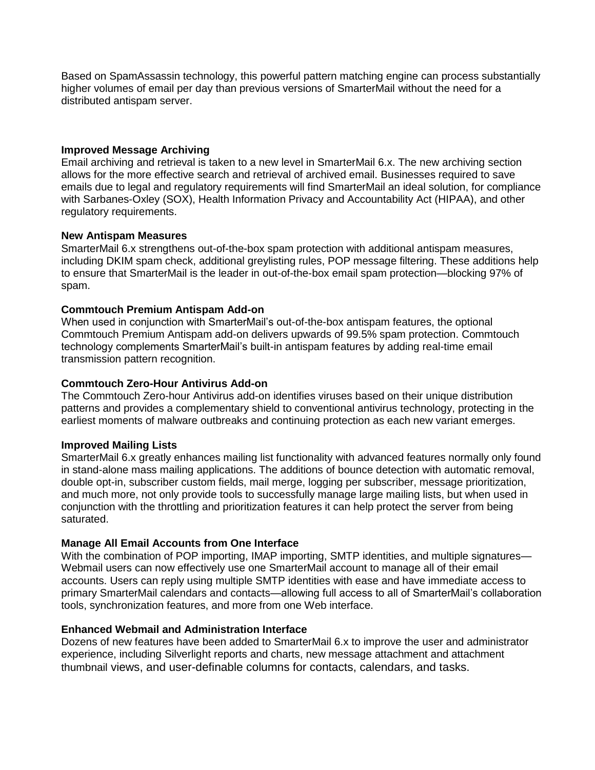Based on SpamAssassin technology, this powerful pattern matching engine can process substantially higher volumes of email per day than previous versions of SmarterMail without the need for a distributed antispam server.

**Improved Message Archiving**
Email archiving and retrieval is taken to a new level in SmarterMail 6.x. The new archiving section allows for the more effective search and retrieval of archived email. Businesses required to save emails due to legal and regulatory requirements will find SmarterMail an ideal solution, for compliance with Sarbanes-Oxley (SOX), Health Information Privacy and Accountability Act (HIPAA), and other regulatory requirements.

**New Antispam Measures**
SmarterMail 6.x strengthens out-of-the-box spam protection with additional antispam measures, including DKIM spam check, additional greylisting rules, POP message filtering. These additions help to ensure that SmarterMail is the leader in out-of-the-box email spam protection—blocking 97% of spam.

**Commtouch Premium Antispam Add-on**
When used in conjunction with SmarterMail's out-of-the-box antispam features, the optional Commtouch Premium Antispam add-on delivers upwards of 99.5% spam protection. Commtouch technology complements SmarterMail's built-in antispam features by adding real-time email transmission pattern recognition.

**Commtouch Zero-Hour Antivirus Add-on**
The Commtouch Zero-hour Antivirus add-on identifies viruses based on their unique distribution patterns and provides a complementary shield to conventional antivirus technology, protecting in the earliest moments of malware outbreaks and continuing protection as each new variant emerges.

**Improved Mailing Lists**
SmarterMail 6.x greatly enhances mailing list functionality with advanced features normally only found in stand-alone mass mailing applications. The additions of bounce detection with automatic removal, double opt-in, subscriber custom fields, mail merge, logging per subscriber, message prioritization, and much more, not only provide tools to successfully manage large mailing lists, but when used in conjunction with the throttling and prioritization features it can help protect the server from being saturated.

**Manage All Email Accounts from One Interface**
With the combination of POP importing, IMAP importing, SMTP identities, and multiple signatures—Webmail users can now effectively use one SmarterMail account to manage all of their email accounts. Users can reply using multiple SMTP identities with ease and have immediate access to primary SmarterMail calendars and contacts—allowing full access to all of SmarterMail's collaboration tools, synchronization features, and more from one Web interface.

**Enhanced Webmail and Administration Interface**
Dozens of new features have been added to SmarterMail 6.x to improve the user and administrator experience, including Silverlight reports and charts, new message attachment and attachment thumbnail views, and user-definable columns for contacts, calendars, and tasks.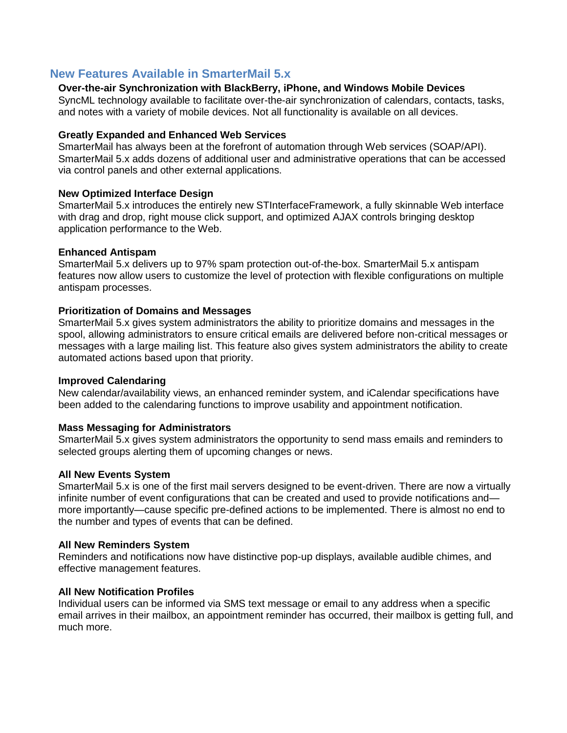## New Features Available in SmarterMail 5.x

### Over-the-air Synchronization with BlackBerry, iPhone, and Windows Mobile Devices

SyncML technology available to facilitate over-the-air synchronization of calendars, contacts, tasks, and notes with a variety of mobile devices. Not all functionality is available on all devices.

### Greatly Expanded and Enhanced Web Services

SmarterMail has always been at the forefront of automation through Web services (SOAP/API). SmarterMail 5.x adds dozens of additional user and administrative operations that can be accessed via control panels and other external applications.

### New Optimized Interface Design

SmarterMail 5.x introduces the entirely new STInterfaceFramework, a fully skinnable Web interface with drag and drop, right mouse click support, and optimized AJAX controls bringing desktop application performance to the Web.

### Enhanced Antispam

SmarterMail 5.x delivers up to 97% spam protection out-of-the-box. SmarterMail 5.x antispam features now allow users to customize the level of protection with flexible configurations on multiple antispam processes.

### Prioritization of Domains and Messages

SmarterMail 5.x gives system administrators the ability to prioritize domains and messages in the spool, allowing administrators to ensure critical emails are delivered before non-critical messages or messages with a large mailing list. This feature also gives system administrators the ability to create automated actions based upon that priority.

### Improved Calendaring

New calendar/availability views, an enhanced reminder system, and iCalendar specifications have been added to the calendaring functions to improve usability and appointment notification.

### Mass Messaging for Administrators

SmarterMail 5.x gives system administrators the opportunity to send mass emails and reminders to selected groups alerting them of upcoming changes or news.

### All New Events System

SmarterMail 5.x is one of the first mail servers designed to be event-driven. There are now a virtually infinite number of event configurations that can be created and used to provide notifications and—more importantly—cause specific pre-defined actions to be implemented. There is almost no end to the number and types of events that can be defined.

### All New Reminders System

Reminders and notifications now have distinctive pop-up displays, available audible chimes, and effective management features.

### All New Notification Profiles

Individual users can be informed via SMS text message or email to any address when a specific email arrives in their mailbox, an appointment reminder has occurred, their mailbox is getting full, and much more.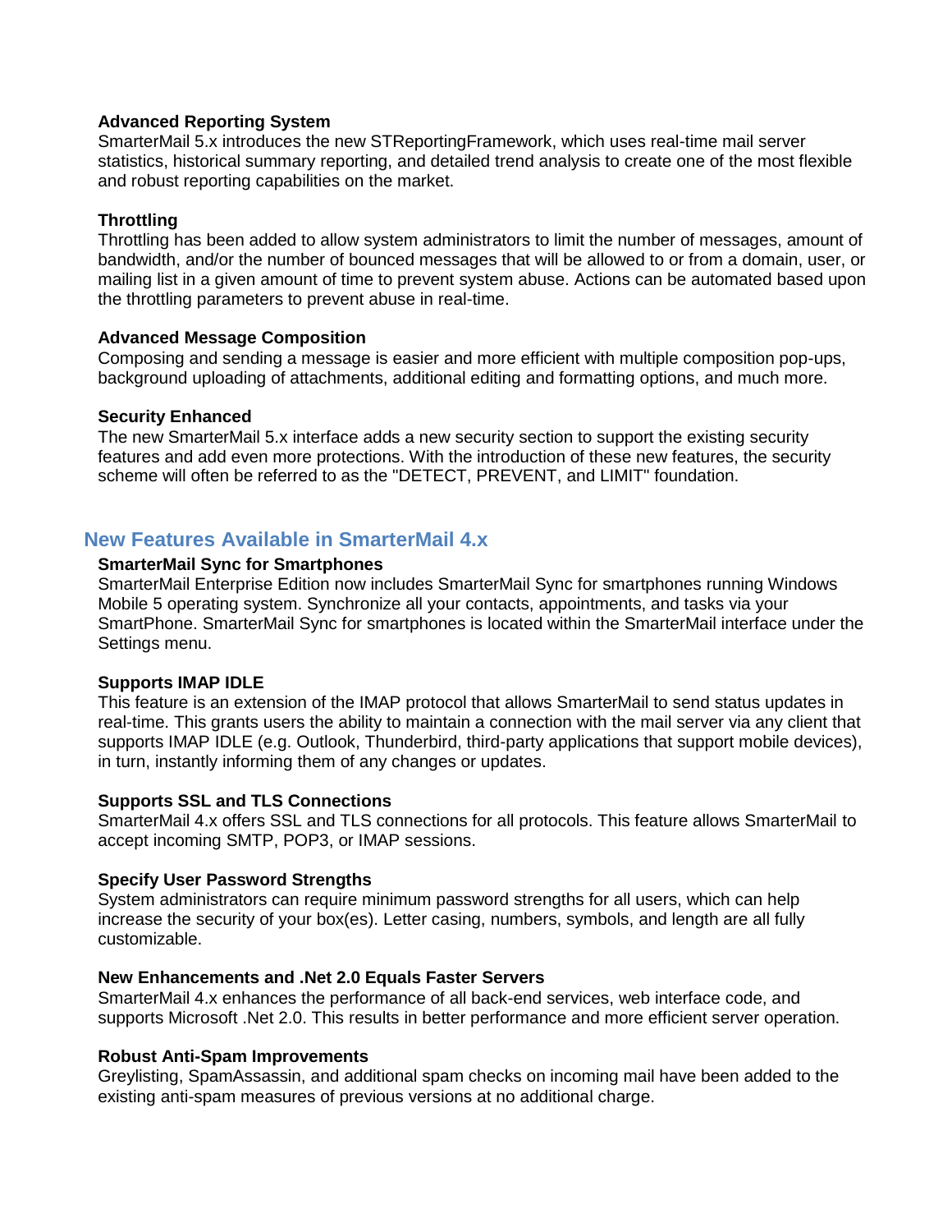**Advanced Reporting System**
SmarterMail 5.x introduces the new STReportingFramework, which uses real-time mail server statistics, historical summary reporting, and detailed trend analysis to create one of the most flexible and robust reporting capabilities on the market.

**Throttling**
Throttling has been added to allow system administrators to limit the number of messages, amount of bandwidth, and/or the number of bounced messages that will be allowed to or from a domain, user, or mailing list in a given amount of time to prevent system abuse. Actions can be automated based upon the throttling parameters to prevent abuse in real-time.

**Advanced Message Composition**
Composing and sending a message is easier and more efficient with multiple composition pop-ups, background uploading of attachments, additional editing and formatting options, and much more.

**Security Enhanced**
The new SmarterMail 5.x interface adds a new security section to support the existing security features and add even more protections. With the introduction of these new features, the security scheme will often be referred to as the "DETECT, PREVENT, and LIMIT" foundation.

## New Features Available in SmarterMail 4.x

**SmarterMail Sync for Smartphones**
SmarterMail Enterprise Edition now includes SmarterMail Sync for smartphones running Windows Mobile 5 operating system. Synchronize all your contacts, appointments, and tasks via your SmartPhone. SmarterMail Sync for smartphones is located within the SmarterMail interface under the Settings menu.

**Supports IMAP IDLE**
This feature is an extension of the IMAP protocol that allows SmarterMail to send status updates in real-time. This grants users the ability to maintain a connection with the mail server via any client that supports IMAP IDLE (e.g. Outlook, Thunderbird, third-party applications that support mobile devices), in turn, instantly informing them of any changes or updates.

**Supports SSL and TLS Connections**
SmarterMail 4.x offers SSL and TLS connections for all protocols. This feature allows SmarterMail to accept incoming SMTP, POP3, or IMAP sessions.

**Specify User Password Strengths**
System administrators can require minimum password strengths for all users, which can help increase the security of your box(es). Letter casing, numbers, symbols, and length are all fully customizable.

**New Enhancements and .Net 2.0 Equals Faster Servers**
SmarterMail 4.x enhances the performance of all back-end services, web interface code, and supports Microsoft .Net 2.0. This results in better performance and more efficient server operation.

**Robust Anti-Spam Improvements**
Greylisting, SpamAssassin, and additional spam checks on incoming mail have been added to the existing anti-spam measures of previous versions at no additional charge.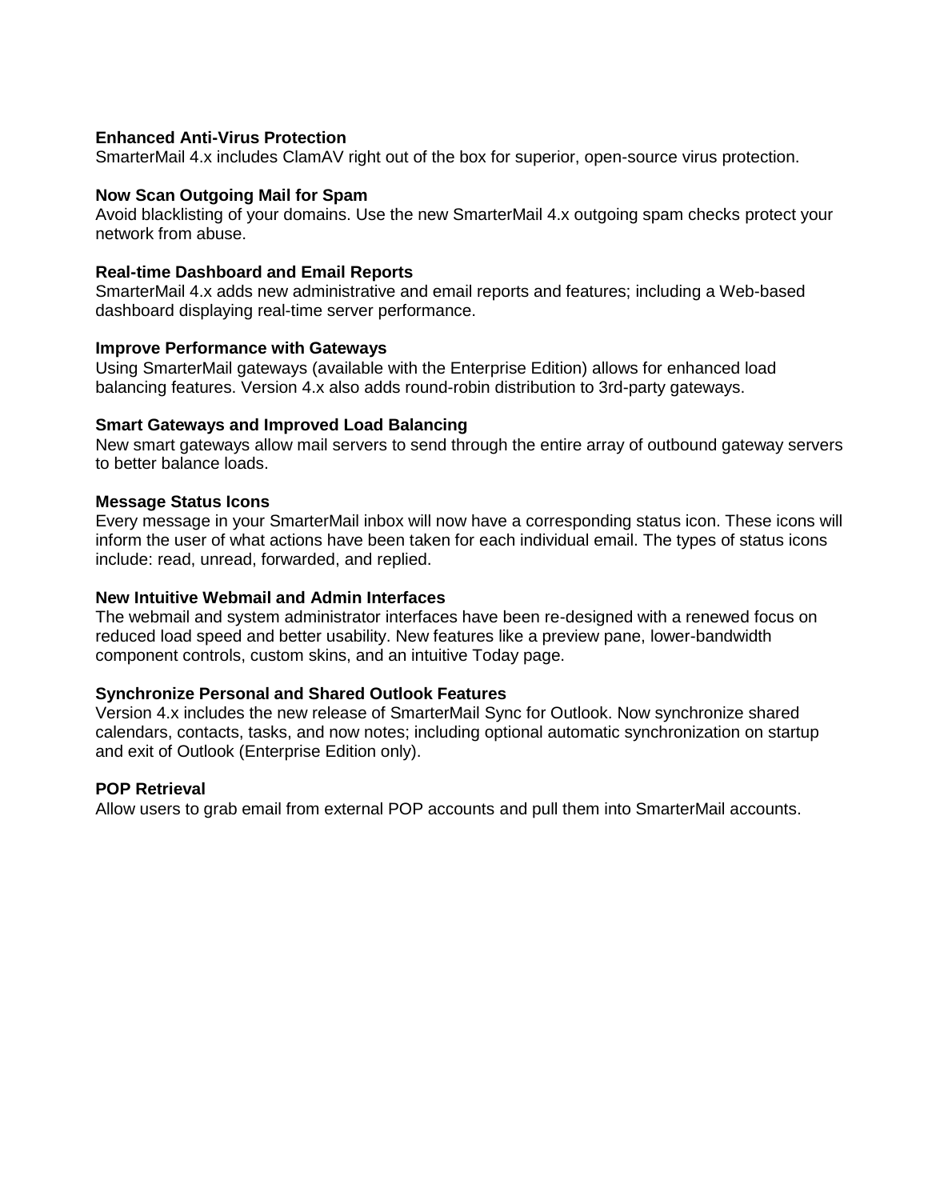**Enhanced Anti-Virus Protection**
SmarterMail 4.x includes ClamAV right out of the box for superior, open-source virus protection.

**Now Scan Outgoing Mail for Spam**
Avoid blacklisting of your domains. Use the new SmarterMail 4.x outgoing spam checks protect your network from abuse.

**Real-time Dashboard and Email Reports**
SmarterMail 4.x adds new administrative and email reports and features; including a Web-based dashboard displaying real-time server performance.

**Improve Performance with Gateways**
Using SmarterMail gateways (available with the Enterprise Edition) allows for enhanced load balancing features. Version 4.x also adds round-robin distribution to 3rd-party gateways.

**Smart Gateways and Improved Load Balancing**
New smart gateways allow mail servers to send through the entire array of outbound gateway servers to better balance loads.

**Message Status Icons**
Every message in your SmarterMail inbox will now have a corresponding status icon. These icons will inform the user of what actions have been taken for each individual email. The types of status icons include: read, unread, forwarded, and replied.

**New Intuitive Webmail and Admin Interfaces**
The webmail and system administrator interfaces have been re-designed with a renewed focus on reduced load speed and better usability. New features like a preview pane, lower-bandwidth component controls, custom skins, and an intuitive Today page.

**Synchronize Personal and Shared Outlook Features**
Version 4.x includes the new release of SmarterMail Sync for Outlook. Now synchronize shared calendars, contacts, tasks, and now notes; including optional automatic synchronization on startup and exit of Outlook (Enterprise Edition only).

**POP Retrieval**
Allow users to grab email from external POP accounts and pull them into SmarterMail accounts.